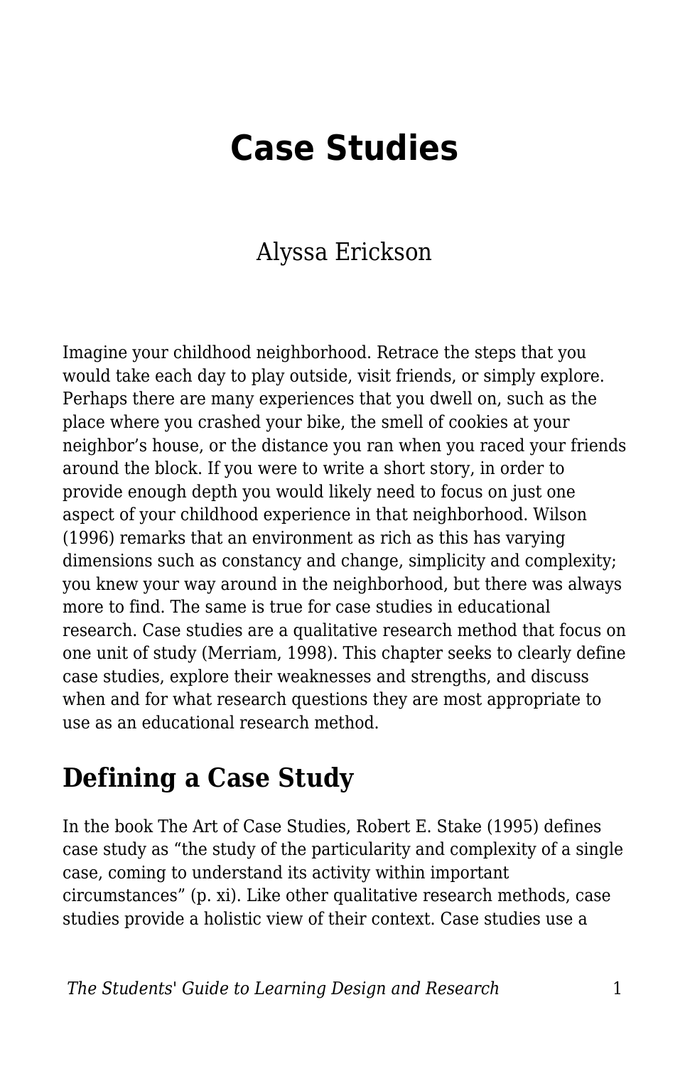# Case Studies

Alyssa Erickson

Imagine your childhood neighborhood. Retrace the steps that you would take each day to play outside, visit friends, or simply explore. Perhaps there are many experiences that you dwell on, such as the place where you crashed your bike, the smell of cookies at your neighbor's house, or the distance you ran when you raced your friends around the block. If you were to write a short story, in order to provide enough depth you would likely need to focus on just one aspect of your childhood experience in that neighborhood. Wilson (1996) remarks that an environment as rich as this has varying dimensions such as constancy and change, simplicity and complexity; you knew your way around in the neighborhood, but there was always more to find. The same is true for case studies in educational research. Case studies are a qualitative research method that focus on one unit of study (Merriam, 1998). This chapter seeks to clearly define case studies, explore their weaknesses and strengths, and discuss when and for what research questions they are most appropriate to use as an educational research method.

## Defining a Case Study

In the book The Art of Case Studies, Robert E. Stake (1995) defines case study as "the study of the particularity and complexity of a single case, coming to understand its activity within important circumstances" (p. xi). Like other qualitative research methods, case studies provide a holistic view of their context. Case studies use a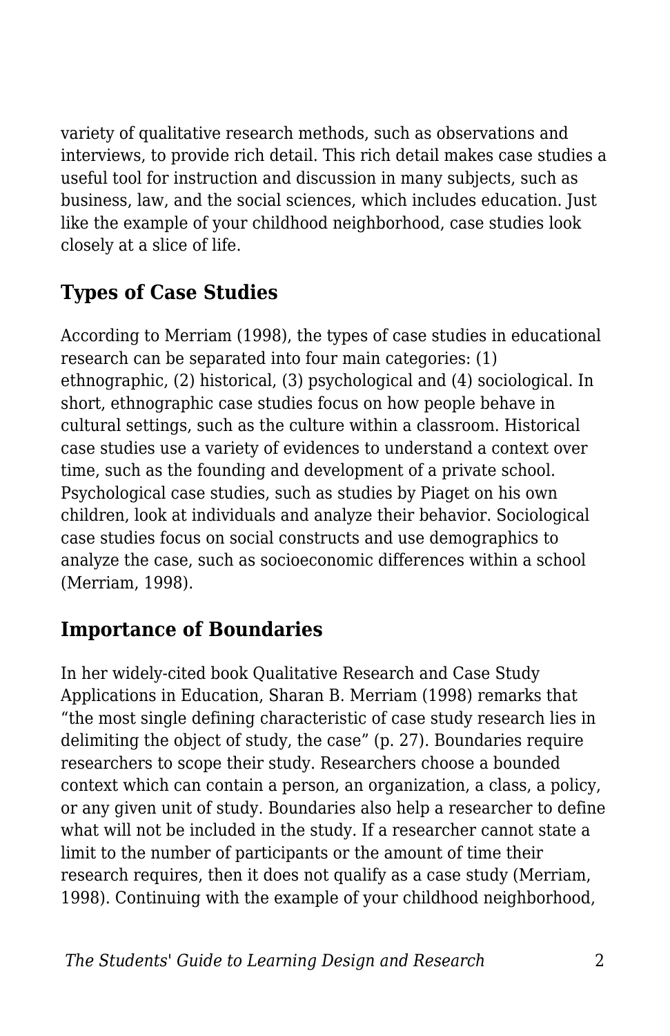variety of qualitative research methods, such as observations and interviews, to provide rich detail. This rich detail makes case studies a useful tool for instruction and discussion in many subjects, such as business, law, and the social sciences, which includes education. Just like the example of your childhood neighborhood, case studies look closely at a slice of life.

## Types of Case Studies

According to Merriam (1998), the types of case studies in educational research can be separated into four main categories: (1) ethnographic, (2) historical, (3) psychological and (4) sociological. In short, ethnographic case studies focus on how people behave in cultural settings, such as the culture within a classroom. Historical case studies use a variety of evidences to understand a context over time, such as the founding and development of a private school. Psychological case studies, such as studies by Piaget on his own children, look at individuals and analyze their behavior. Sociological case studies focus on social constructs and use demographics to analyze the case, such as socioeconomic differences within a school (Merriam, 1998).

## Importance of Boundaries

In her widely-cited book Qualitative Research and Case Study Applications in Education, Sharan B. Merriam (1998) remarks that "the most single defining characteristic of case study research lies in delimiting the object of study, the case" (p. 27). Boundaries require researchers to scope their study. Researchers choose a bounded context which can contain a person, an organization, a class, a policy, or any given unit of study. Boundaries also help a researcher to define what will not be included in the study. If a researcher cannot state a limit to the number of participants or the amount of time their research requires, then it does not qualify as a case study (Merriam, 1998). Continuing with the example of your childhood neighborhood,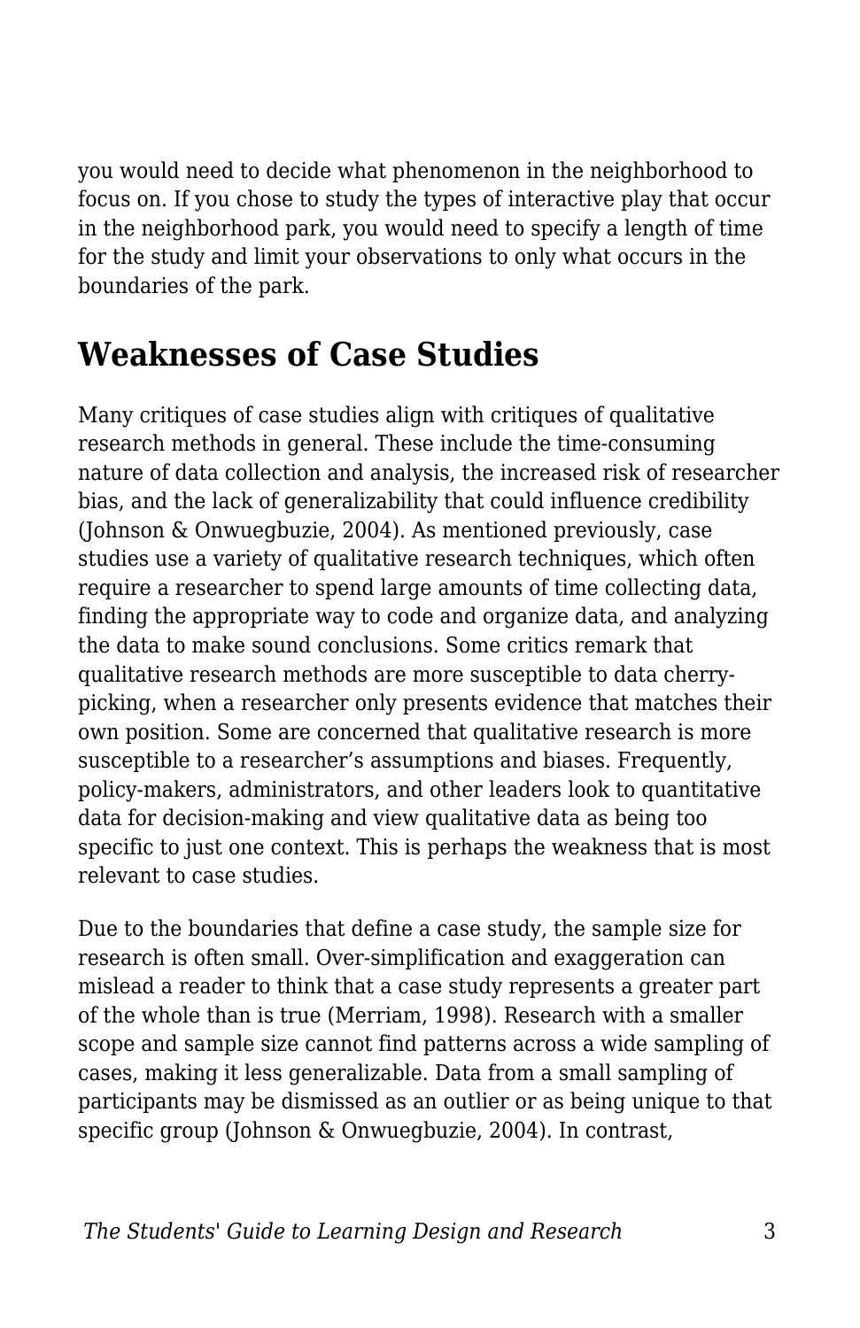you would need to decide what phenomenon in the neighborhood to focus on. If you chose to study the types of interactive play that occur in the neighborhood park, you would need to specify a length of time for the study and limit your observations to only what occurs in the boundaries of the park.

## Weaknesses of Case Studies

Many critiques of case studies align with critiques of qualitative research methods in general. These include the time-consuming nature of data collection and analysis, the increased risk of researcher bias, and the lack of generalizability that could influence credibility (Johnson & Onwuegbuzie, 2004). As mentioned previously, case studies use a variety of qualitative research techniques, which often require a researcher to spend large amounts of time collecting data, finding the appropriate way to code and organize data, and analyzing the data to make sound conclusions. Some critics remark that qualitative research methods are more susceptible to data cherry-picking, when a researcher only presents evidence that matches their own position. Some are concerned that qualitative research is more susceptible to a researcher's assumptions and biases. Frequently, policy-makers, administrators, and other leaders look to quantitative data for decision-making and view qualitative data as being too specific to just one context. This is perhaps the weakness that is most relevant to case studies.

Due to the boundaries that define a case study, the sample size for research is often small. Over-simplification and exaggeration can mislead a reader to think that a case study represents a greater part of the whole than is true (Merriam, 1998). Research with a smaller scope and sample size cannot find patterns across a wide sampling of cases, making it less generalizable. Data from a small sampling of participants may be dismissed as an outlier or as being unique to that specific group (Johnson & Onwuegbuzie, 2004). In contrast,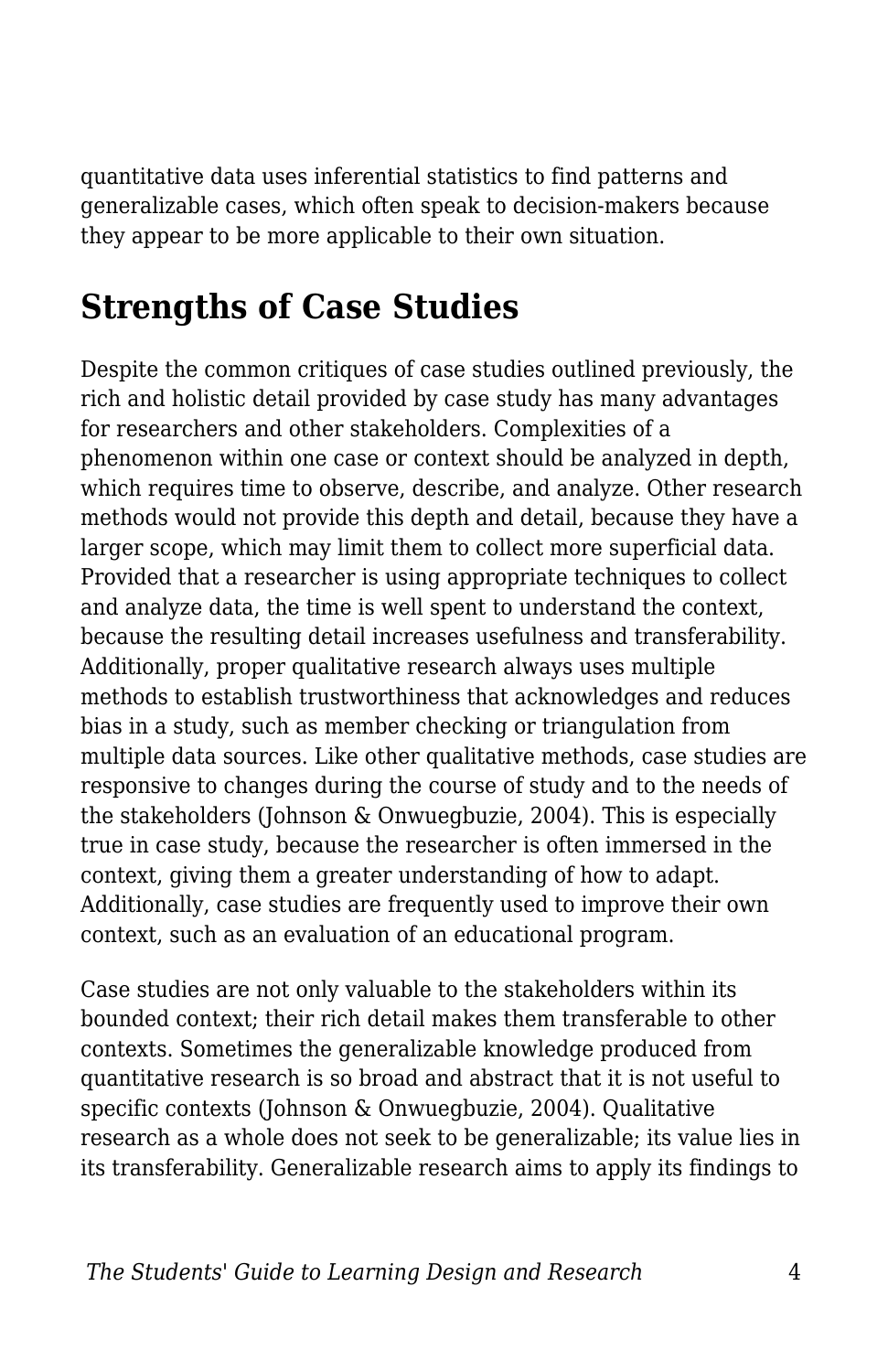quantitative data uses inferential statistics to find patterns and generalizable cases, which often speak to decision-makers because they appear to be more applicable to their own situation.

## Strengths of Case Studies

Despite the common critiques of case studies outlined previously, the rich and holistic detail provided by case study has many advantages for researchers and other stakeholders. Complexities of a phenomenon within one case or context should be analyzed in depth, which requires time to observe, describe, and analyze. Other research methods would not provide this depth and detail, because they have a larger scope, which may limit them to collect more superficial data. Provided that a researcher is using appropriate techniques to collect and analyze data, the time is well spent to understand the context, because the resulting detail increases usefulness and transferability. Additionally, proper qualitative research always uses multiple methods to establish trustworthiness that acknowledges and reduces bias in a study, such as member checking or triangulation from multiple data sources. Like other qualitative methods, case studies are responsive to changes during the course of study and to the needs of the stakeholders (Johnson & Onwuegbuzie, 2004). This is especially true in case study, because the researcher is often immersed in the context, giving them a greater understanding of how to adapt. Additionally, case studies are frequently used to improve their own context, such as an evaluation of an educational program.

Case studies are not only valuable to the stakeholders within its bounded context; their rich detail makes them transferable to other contexts. Sometimes the generalizable knowledge produced from quantitative research is so broad and abstract that it is not useful to specific contexts (Johnson & Onwuegbuzie, 2004). Qualitative research as a whole does not seek to be generalizable; its value lies in its transferability. Generalizable research aims to apply its findings to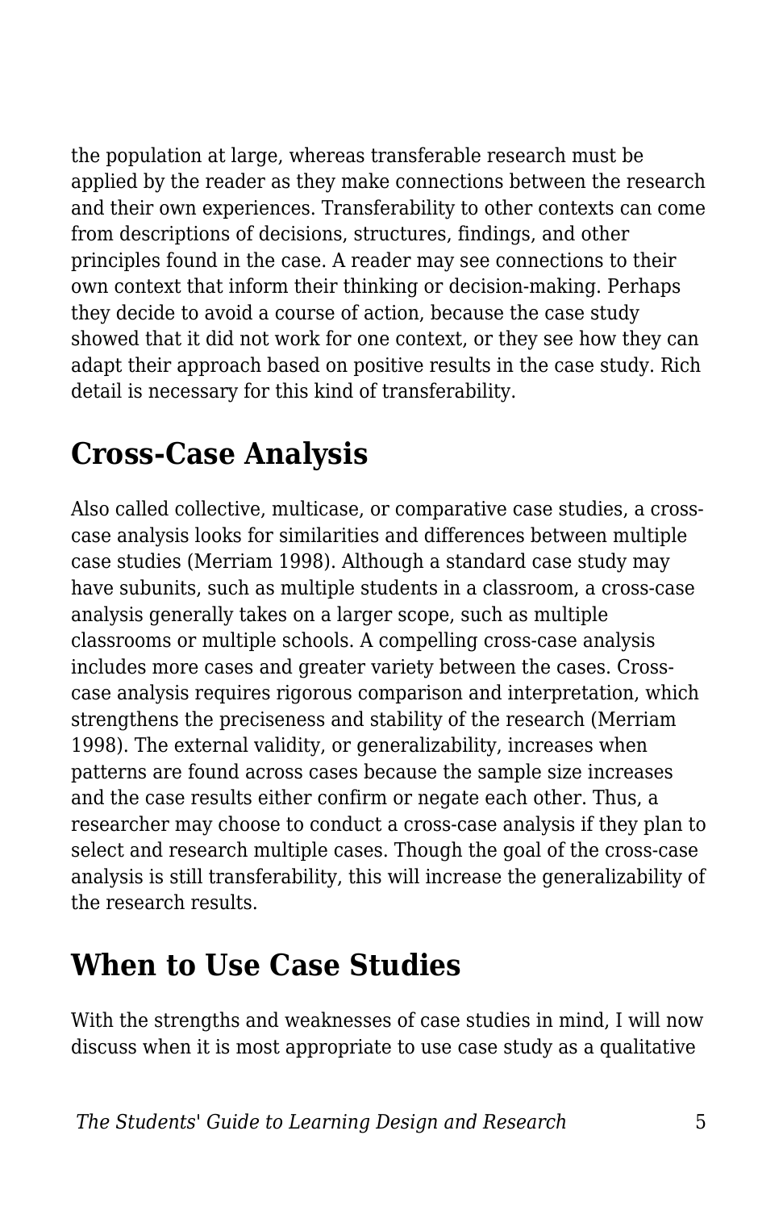the population at large, whereas transferable research must be applied by the reader as they make connections between the research and their own experiences. Transferability to other contexts can come from descriptions of decisions, structures, findings, and other principles found in the case. A reader may see connections to their own context that inform their thinking or decision-making. Perhaps they decide to avoid a course of action, because the case study showed that it did not work for one context, or they see how they can adapt their approach based on positive results in the case study. Rich detail is necessary for this kind of transferability.

## Cross-Case Analysis

Also called collective, multicase, or comparative case studies, a cross-case analysis looks for similarities and differences between multiple case studies (Merriam 1998). Although a standard case study may have subunits, such as multiple students in a classroom, a cross-case analysis generally takes on a larger scope, such as multiple classrooms or multiple schools. A compelling cross-case analysis includes more cases and greater variety between the cases. Cross-case analysis requires rigorous comparison and interpretation, which strengthens the preciseness and stability of the research (Merriam 1998). The external validity, or generalizability, increases when patterns are found across cases because the sample size increases and the case results either confirm or negate each other. Thus, a researcher may choose to conduct a cross-case analysis if they plan to select and research multiple cases. Though the goal of the cross-case analysis is still transferability, this will increase the generalizability of the research results.

## When to Use Case Studies

With the strengths and weaknesses of case studies in mind, I will now discuss when it is most appropriate to use case study as a qualitative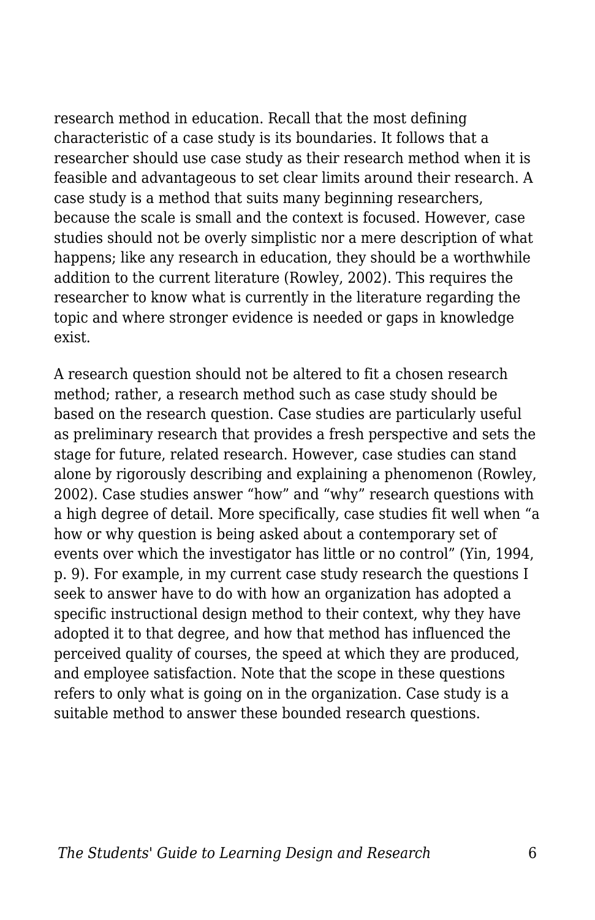research method in education. Recall that the most defining characteristic of a case study is its boundaries. It follows that a researcher should use case study as their research method when it is feasible and advantageous to set clear limits around their research. A case study is a method that suits many beginning researchers, because the scale is small and the context is focused. However, case studies should not be overly simplistic nor a mere description of what happens; like any research in education, they should be a worthwhile addition to the current literature (Rowley, 2002). This requires the researcher to know what is currently in the literature regarding the topic and where stronger evidence is needed or gaps in knowledge exist.

A research question should not be altered to fit a chosen research method; rather, a research method such as case study should be based on the research question. Case studies are particularly useful as preliminary research that provides a fresh perspective and sets the stage for future, related research. However, case studies can stand alone by rigorously describing and explaining a phenomenon (Rowley, 2002). Case studies answer "how" and "why" research questions with a high degree of detail. More specifically, case studies fit well when "a how or why question is being asked about a contemporary set of events over which the investigator has little or no control" (Yin, 1994, p. 9). For example, in my current case study research the questions I seek to answer have to do with how an organization has adopted a specific instructional design method to their context, why they have adopted it to that degree, and how that method has influenced the perceived quality of courses, the speed at which they are produced, and employee satisfaction. Note that the scope in these questions refers to only what is going on in the organization. Case study is a suitable method to answer these bounded research questions.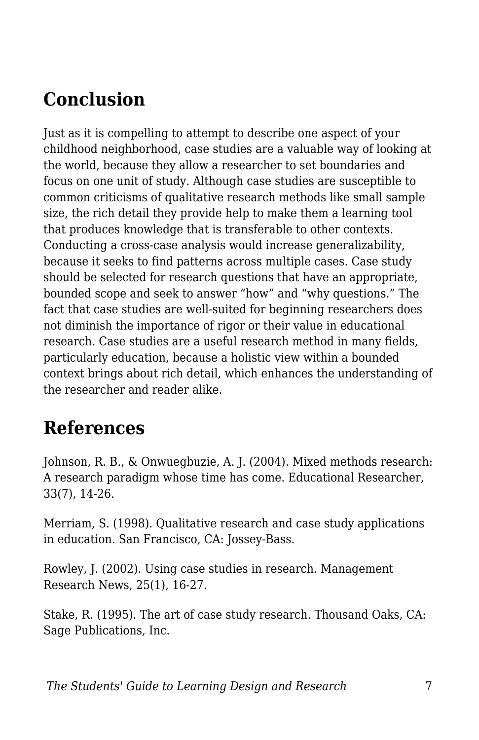## Conclusion

Just as it is compelling to attempt to describe one aspect of your childhood neighborhood, case studies are a valuable way of looking at the world, because they allow a researcher to set boundaries and focus on one unit of study. Although case studies are susceptible to common criticisms of qualitative research methods like small sample size, the rich detail they provide help to make them a learning tool that produces knowledge that is transferable to other contexts. Conducting a cross-case analysis would increase generalizability, because it seeks to find patterns across multiple cases. Case study should be selected for research questions that have an appropriate, bounded scope and seek to answer "how" and "why questions." The fact that case studies are well-suited for beginning researchers does not diminish the importance of rigor or their value in educational research. Case studies are a useful research method in many fields, particularly education, because a holistic view within a bounded context brings about rich detail, which enhances the understanding of the researcher and reader alike.

## References

Johnson, R. B., & Onwuegbuzie, A. J. (2004). Mixed methods research: A research paradigm whose time has come. Educational Researcher, 33(7), 14-26.

Merriam, S. (1998). Qualitative research and case study applications in education. San Francisco, CA: Jossey-Bass.

Rowley, J. (2002). Using case studies in research. Management Research News, 25(1), 16-27.

Stake, R. (1995). The art of case study research. Thousand Oaks, CA: Sage Publications, Inc.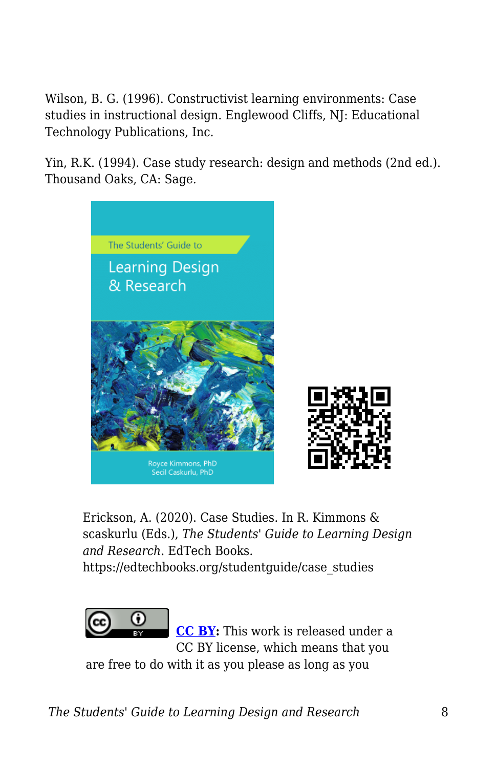Wilson, B. G. (1996). Constructivist learning environments: Case studies in instructional design. Englewood Cliffs, NJ: Educational Technology Publications, Inc.

Yin, R.K. (1994). Case study research: design and methods (2nd ed.). Thousand Oaks, CA: Sage.

Erickson, A. (2020). Case Studies. In R. Kimmons & scaskurlu (Eds.), *The Students' Guide to Learning Design and Research*. EdTech Books. https://edtechbooks.org/studentguide/case_studies

**CC BY:** This work is released under a CC BY license, which means that you are free to do with it as you please as long as you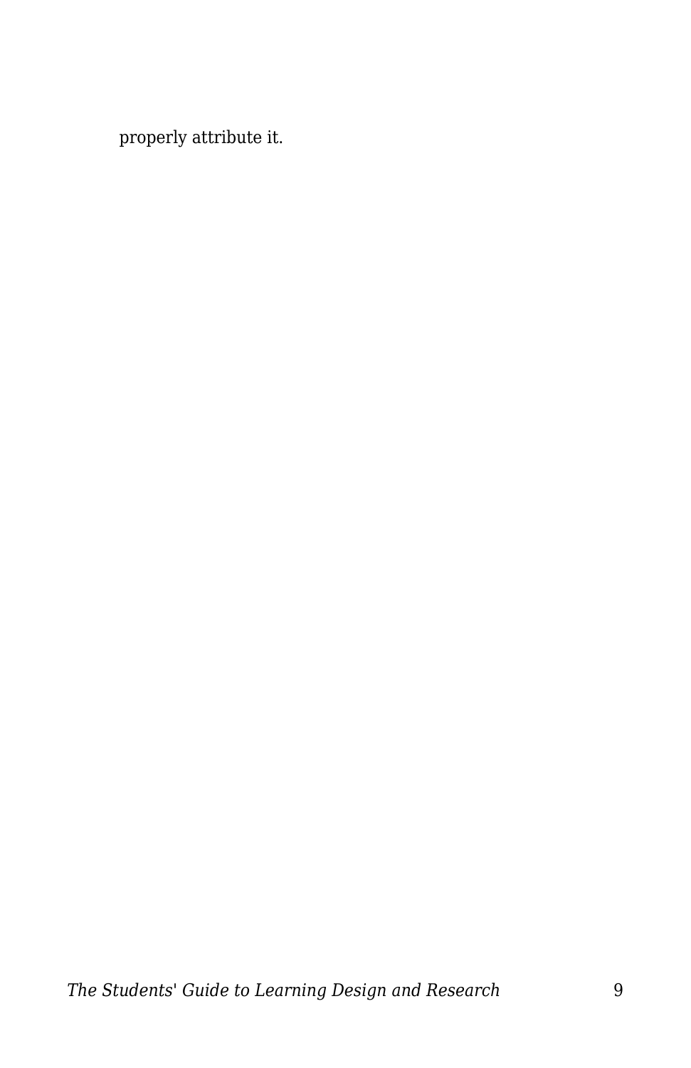properly attribute it.